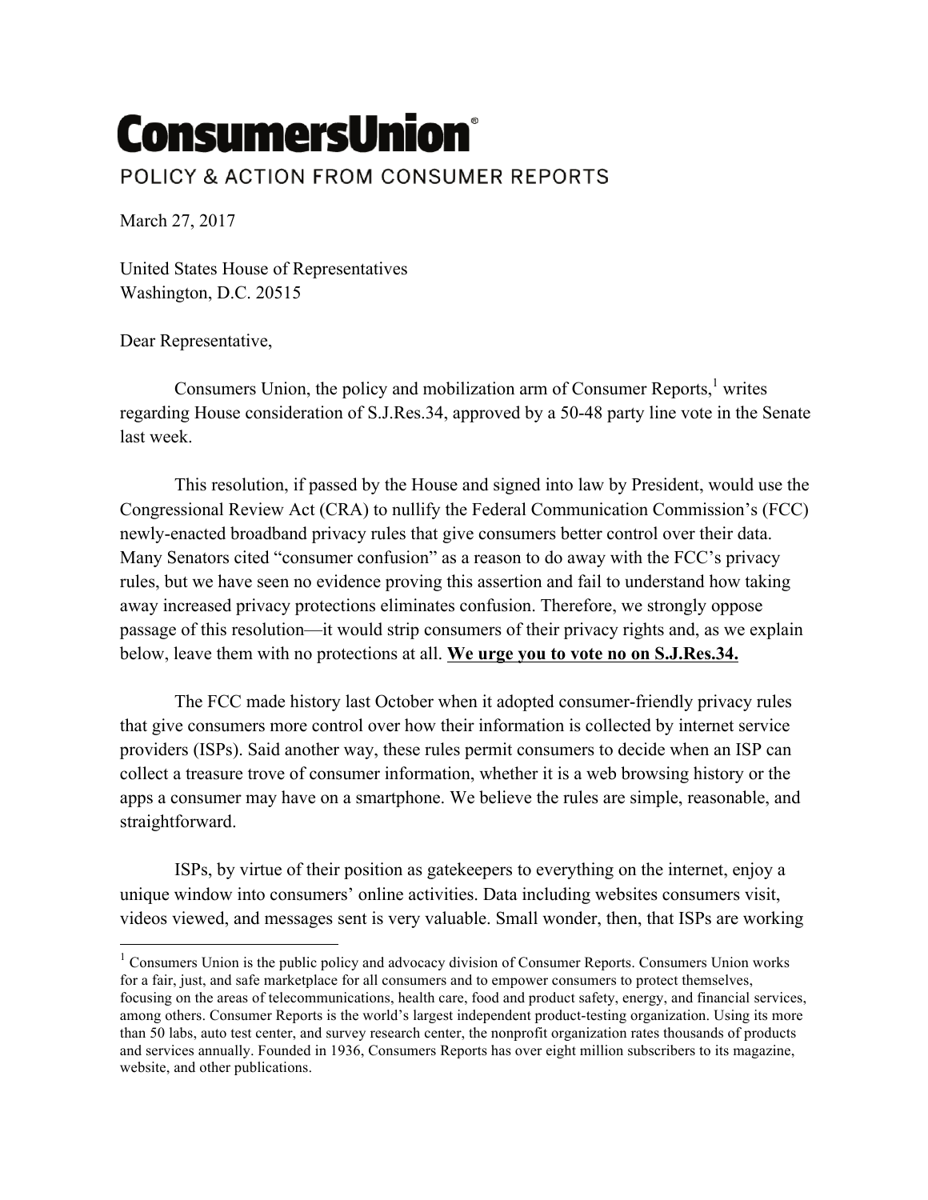# ConsumersUnion®

POLICY & ACTION FROM CONSUMER REPORTS

March 27, 2017

United States House of Representatives
Washington, D.C. 20515

Dear Representative,

Consumers Union, the policy and mobilization arm of Consumer Reports,[1] writes regarding House consideration of S.J.Res.34, approved by a 50-48 party line vote in the Senate last week.

This resolution, if passed by the House and signed into law by President, would use the Congressional Review Act (CRA) to nullify the Federal Communication Commission's (FCC) newly-enacted broadband privacy rules that give consumers better control over their data. Many Senators cited "consumer confusion" as a reason to do away with the FCC's privacy rules, but we have seen no evidence proving this assertion and fail to understand how taking away increased privacy protections eliminates confusion. Therefore, we strongly oppose passage of this resolution—it would strip consumers of their privacy rights and, as we explain below, leave them with no protections at all. **We urge you to vote no on S.J.Res.34.**

The FCC made history last October when it adopted consumer-friendly privacy rules that give consumers more control over how their information is collected by internet service providers (ISPs). Said another way, these rules permit consumers to decide when an ISP can collect a treasure trove of consumer information, whether it is a web browsing history or the apps a consumer may have on a smartphone. We believe the rules are simple, reasonable, and straightforward.

ISPs, by virtue of their position as gatekeepers to everything on the internet, enjoy a unique window into consumers' online activities. Data including websites consumers visit, videos viewed, and messages sent is very valuable. Small wonder, then, that ISPs are working

---

[1] Consumers Union is the public policy and advocacy division of Consumer Reports. Consumers Union works for a fair, just, and safe marketplace for all consumers and to empower consumers to protect themselves, focusing on the areas of telecommunications, health care, food and product safety, energy, and financial services, among others. Consumer Reports is the world's largest independent product-testing organization. Using its more than 50 labs, auto test center, and survey research center, the nonprofit organization rates thousands of products and services annually. Founded in 1936, Consumers Reports has over eight million subscribers to its magazine, website, and other publications.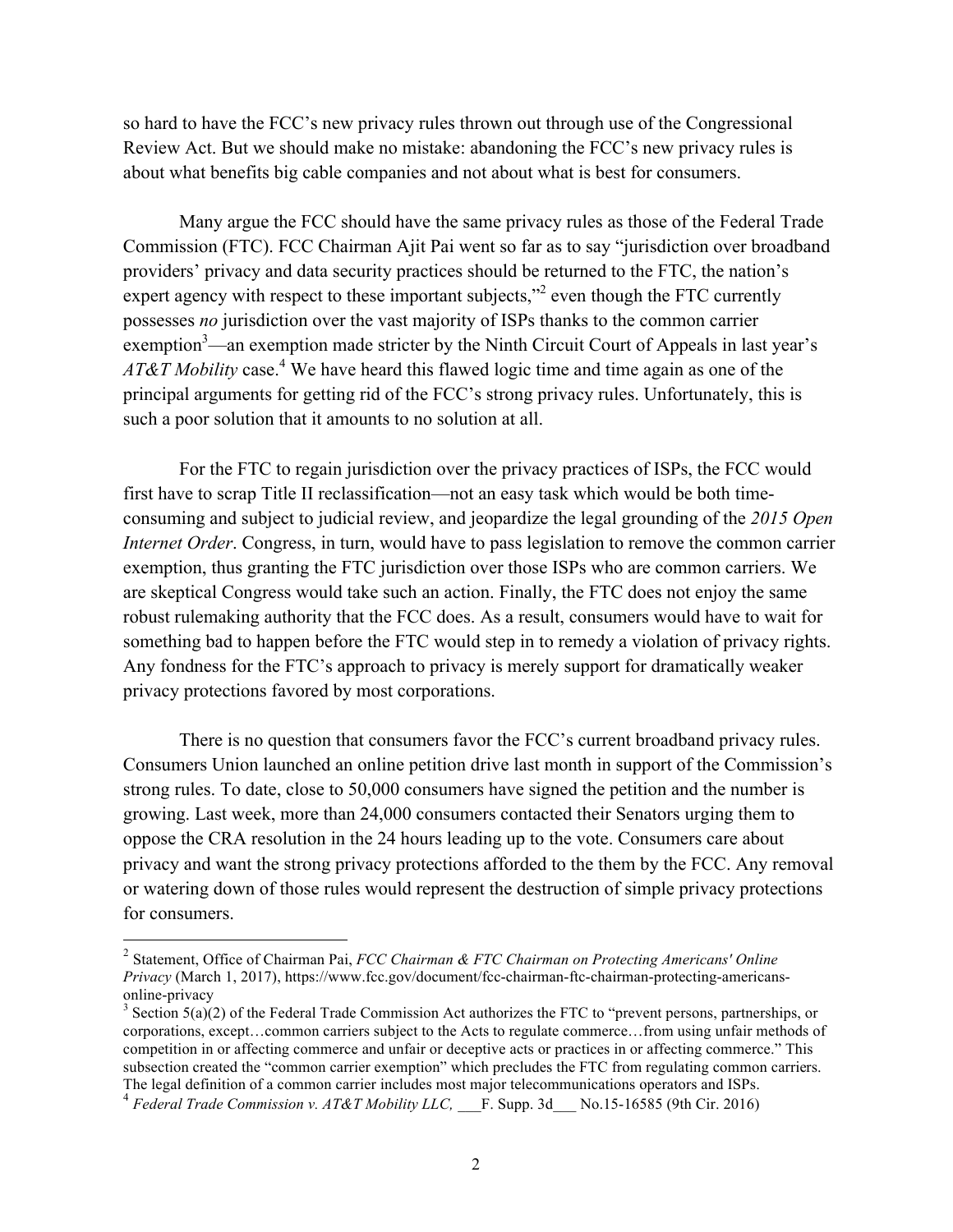so hard to have the FCC's new privacy rules thrown out through use of the Congressional Review Act. But we should make no mistake: abandoning the FCC's new privacy rules is about what benefits big cable companies and not about what is best for consumers.

Many argue the FCC should have the same privacy rules as those of the Federal Trade Commission (FTC). FCC Chairman Ajit Pai went so far as to say "jurisdiction over broadband providers' privacy and data security practices should be returned to the FTC, the nation's expert agency with respect to these important subjects,"[2] even though the FTC currently possesses *no* jurisdiction over the vast majority of ISPs thanks to the common carrier exemption[3]—an exemption made stricter by the Ninth Circuit Court of Appeals in last year's *AT&T Mobility* case.[4] We have heard this flawed logic time and time again as one of the principal arguments for getting rid of the FCC's strong privacy rules. Unfortunately, this is such a poor solution that it amounts to no solution at all.

For the FTC to regain jurisdiction over the privacy practices of ISPs, the FCC would first have to scrap Title II reclassification—not an easy task which would be both time-consuming and subject to judicial review, and jeopardize the legal grounding of the *2015 Open Internet Order*. Congress, in turn, would have to pass legislation to remove the common carrier exemption, thus granting the FTC jurisdiction over those ISPs who are common carriers. We are skeptical Congress would take such an action. Finally, the FTC does not enjoy the same robust rulemaking authority that the FCC does. As a result, consumers would have to wait for something bad to happen before the FTC would step in to remedy a violation of privacy rights. Any fondness for the FTC's approach to privacy is merely support for dramatically weaker privacy protections favored by most corporations.

There is no question that consumers favor the FCC's current broadband privacy rules. Consumers Union launched an online petition drive last month in support of the Commission's strong rules. To date, close to 50,000 consumers have signed the petition and the number is growing. Last week, more than 24,000 consumers contacted their Senators urging them to oppose the CRA resolution in the 24 hours leading up to the vote. Consumers care about privacy and want the strong privacy protections afforded to the them by the FCC. Any removal or watering down of those rules would represent the destruction of simple privacy protections for consumers.

---

[2] Statement, Office of Chairman Pai, *FCC Chairman & FTC Chairman on Protecting Americans' Online Privacy* (March 1, 2017), https://www.fcc.gov/document/fcc-chairman-ftc-chairman-protecting-americans-online-privacy

[3] Section 5(a)(2) of the Federal Trade Commission Act authorizes the FTC to "prevent persons, partnerships, or corporations, except…common carriers subject to the Acts to regulate commerce…from using unfair methods of competition in or affecting commerce and unfair or deceptive acts or practices in or affecting commerce." This subsection created the "common carrier exemption" which precludes the FTC from regulating common carriers. The legal definition of a common carrier includes most major telecommunications operators and ISPs.

[4] *Federal Trade Commission v. AT&T Mobility LLC,* ___F. Supp. 3d___ No.15-16585 (9th Cir. 2016)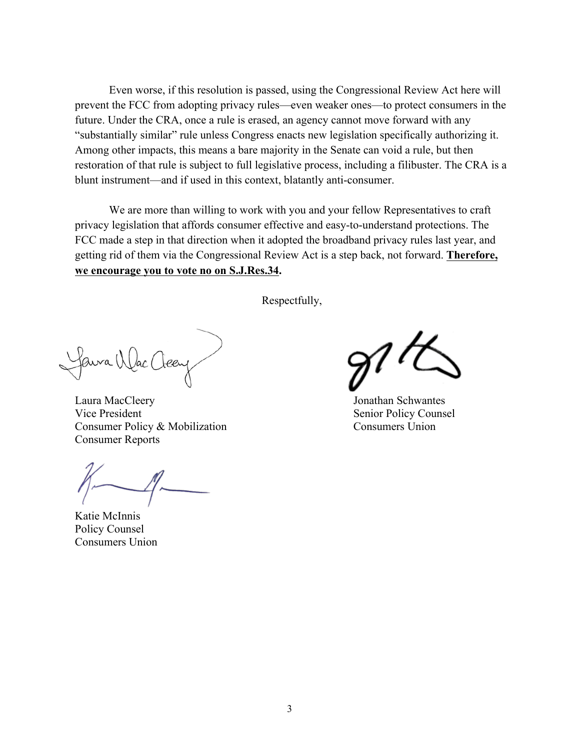Even worse, if this resolution is passed, using the Congressional Review Act here will prevent the FCC from adopting privacy rules—even weaker ones—to protect consumers in the future. Under the CRA, once a rule is erased, an agency cannot move forward with any "substantially similar" rule unless Congress enacts new legislation specifically authorizing it. Among other impacts, this means a bare majority in the Senate can void a rule, but then restoration of that rule is subject to full legislative process, including a filibuster. The CRA is a blunt instrument—and if used in this context, blatantly anti-consumer.

We are more than willing to work with you and your fellow Representatives to craft privacy legislation that affords consumer effective and easy-to-understand protections. The FCC made a step in that direction when it adopted the broadband privacy rules last year, and getting rid of them via the Congressional Review Act is a step back, not forward. **Therefore, we encourage you to vote no on S.J.Res.34.**

Respectfully,

Laura MacCleery
Vice President
Consumer Policy & Mobilization
Consumer Reports

Jonathan Schwantes
Senior Policy Counsel
Consumers Union

Katie McInnis
Policy Counsel
Consumers Union